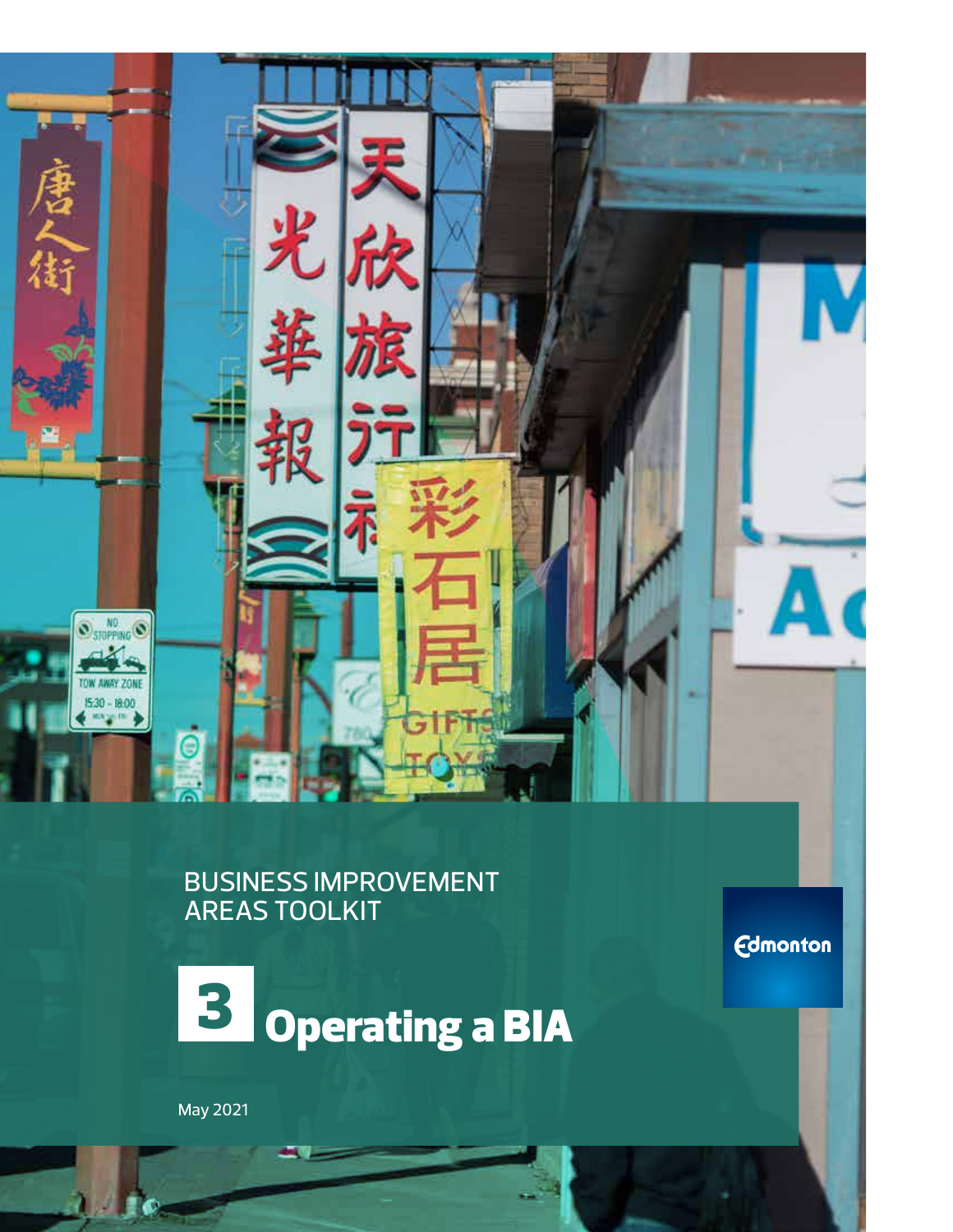BUSINESS IMPROVEMENT AREAS TOOLKIT

# 3 Operating a BIA

May 2021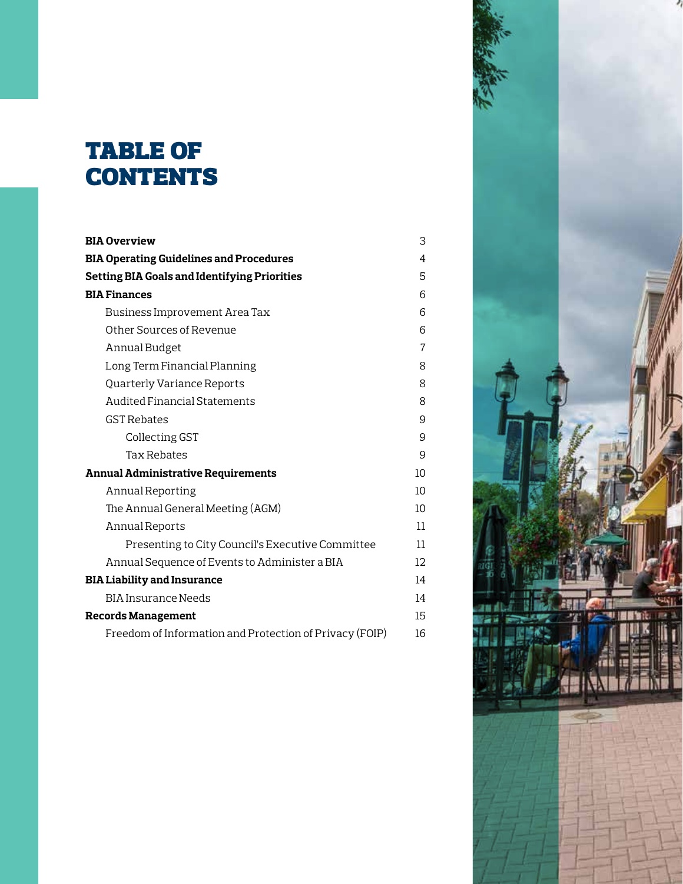# TABLE OF CONTENTS

| | |
|---|---|
| **BIA Overview** | 3 |
| **BIA Operating Guidelines and Procedures** | 4 |
| **Setting BIA Goals and Identifying Priorities** | 5 |
| **BIA Finances** | 6 |
| Business Improvement Area Tax | 6 |
| Other Sources of Revenue | 6 |
| Annual Budget | 7 |
| Long Term Financial Planning | 8 |
| Quarterly Variance Reports | 8 |
| Audited Financial Statements | 8 |
| GST Rebates | 9 |
| Collecting GST | 9 |
| Tax Rebates | 9 |
| **Annual Administrative Requirements** | 10 |
| Annual Reporting | 10 |
| The Annual General Meeting (AGM) | 10 |
| Annual Reports | 11 |
| Presenting to City Council's Executive Committee | 11 |
| Annual Sequence of Events to Administer a BIA | 12 |
| **BIA Liability and Insurance** | 14 |
| BIA Insurance Needs | 14 |
| **Records Management** | 15 |
| Freedom of Information and Protection of Privacy (FOIP) | 16 |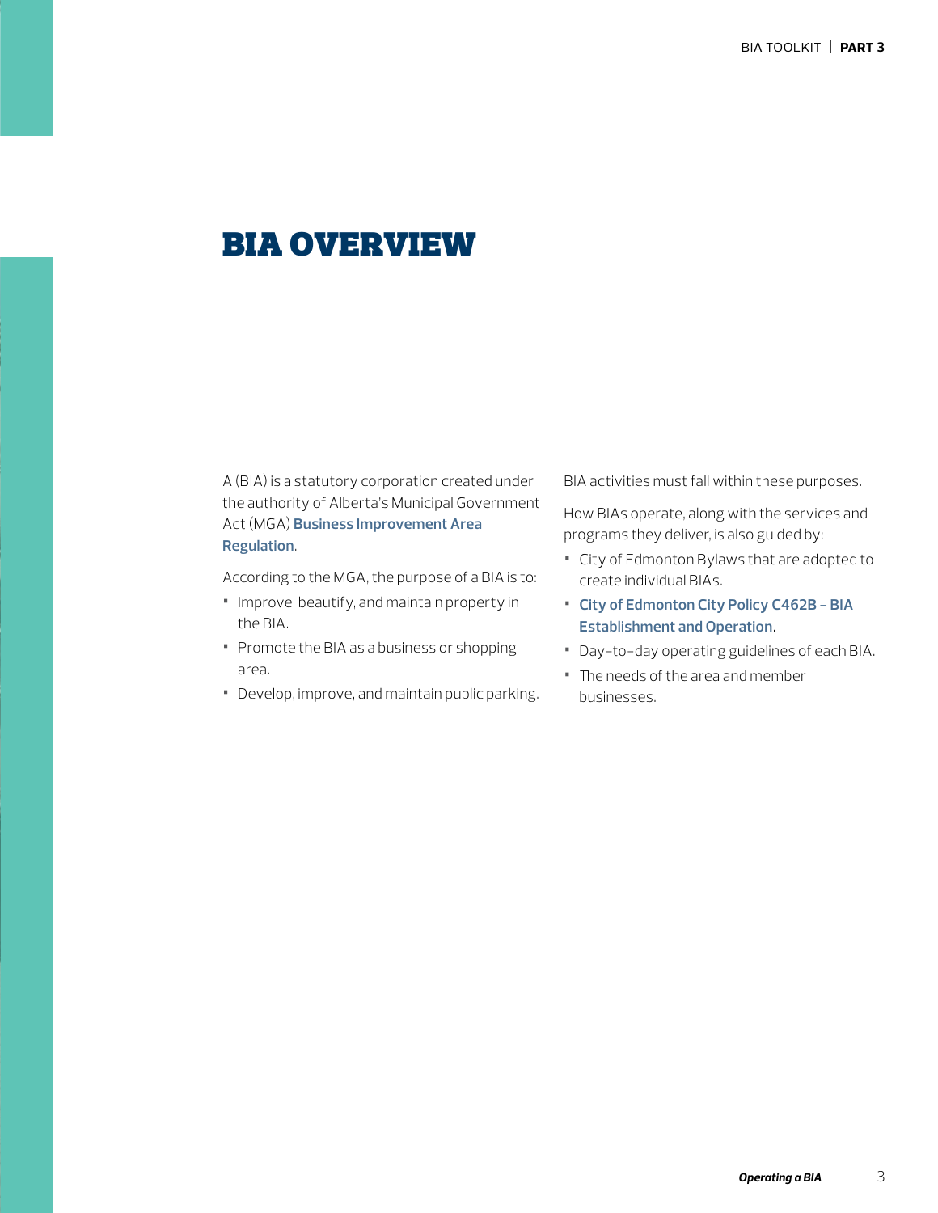# BIA OVERVIEW

A (BIA) is a statutory corporation created under the authority of Alberta's Municipal Government Act (MGA) **Business Improvement Area Regulation**.

According to the MGA, the purpose of a BIA is to:

- Improve, beautify, and maintain property in the BIA.
- Promote the BIA as a business or shopping area.
- Develop, improve, and maintain public parking.

BIA activities must fall within these purposes.

How BIAs operate, along with the services and programs they deliver, is also guided by:

- City of Edmonton Bylaws that are adopted to create individual BIAs.
- **City of Edmonton City Policy C462B – BIA Establishment and Operation**.
- Day-to-day operating guidelines of each BIA.
- The needs of the area and member businesses.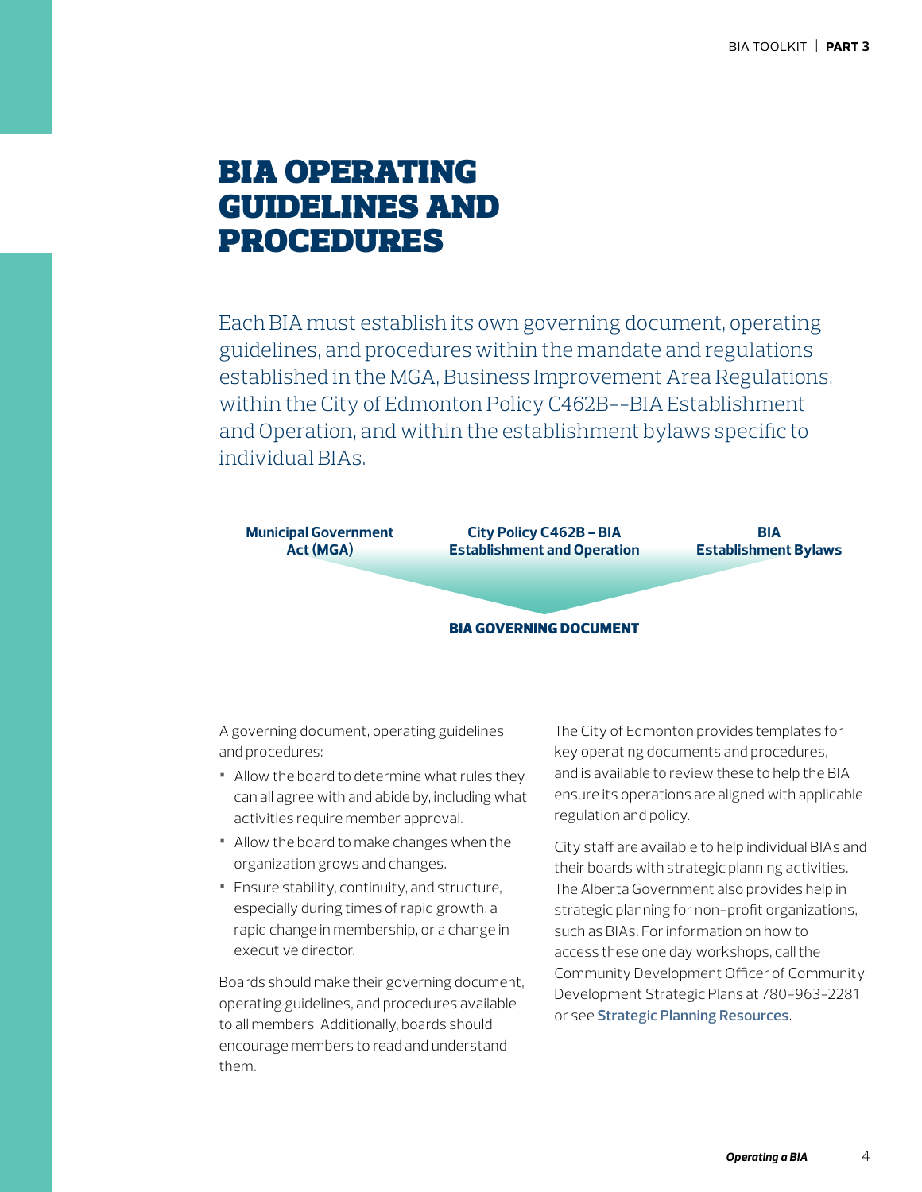# BIA OPERATING GUIDELINES AND PROCEDURES

Each BIA must establish its own governing document, operating guidelines, and procedures within the mandate and regulations established in the MGA, Business Improvement Area Regulations, within the City of Edmonton Policy C462B––BIA Establishment and Operation, and within the establishment bylaws specific to individual BIAs.

**Municipal Government Act (MGA)** | **City Policy C462B – BIA Establishment and Operation** | **BIA Establishment Bylaws**

**BIA GOVERNING DOCUMENT**

A governing document, operating guidelines and procedures:

- Allow the board to determine what rules they can all agree with and abide by, including what activities require member approval.
- Allow the board to make changes when the organization grows and changes.
- Ensure stability, continuity, and structure, especially during times of rapid growth, a rapid change in membership, or a change in executive director.

Boards should make their governing document, operating guidelines, and procedures available to all members. Additionally, boards should encourage members to read and understand them.

The City of Edmonton provides templates for key operating documents and procedures, and is available to review these to help the BIA ensure its operations are aligned with applicable regulation and policy.

City staff are available to help individual BIAs and their boards with strategic planning activities. The Alberta Government also provides help in strategic planning for non-profit organizations, such as BIAs. For information on how to access these one day workshops, call the Community Development Officer of Community Development Strategic Plans at 780-963-2281 or see **Strategic Planning Resources**.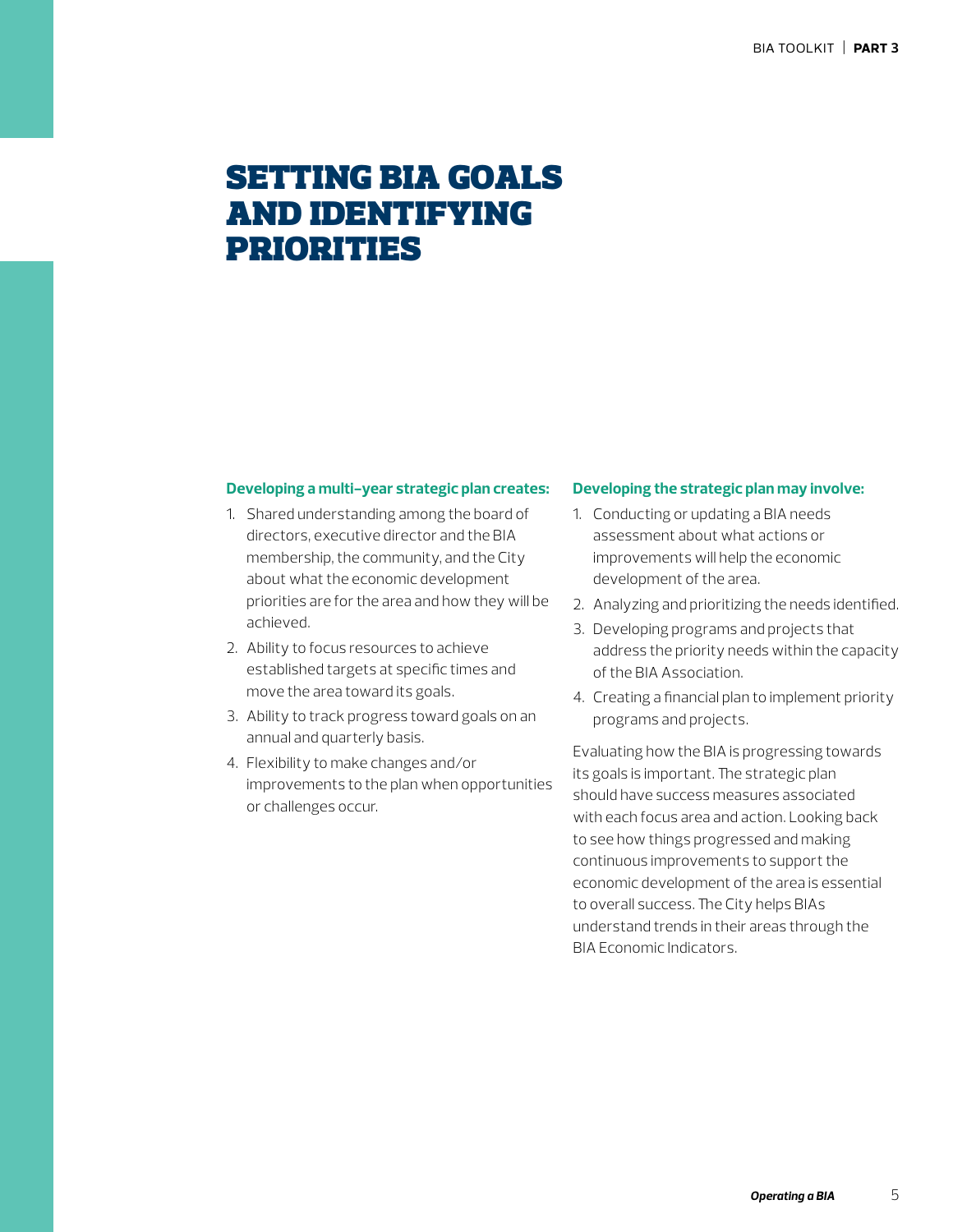# SETTING BIA GOALS AND IDENTIFYING PRIORITIES

**Developing a multi-year strategic plan creates:**

1. Shared understanding among the board of directors, executive director and the BIA membership, the community, and the City about what the economic development priorities are for the area and how they will be achieved.
2. Ability to focus resources to achieve established targets at specific times and move the area toward its goals.
3. Ability to track progress toward goals on an annual and quarterly basis.
4. Flexibility to make changes and/or improvements to the plan when opportunities or challenges occur.

**Developing the strategic plan may involve:**

1. Conducting or updating a BIA needs assessment about what actions or improvements will help the economic development of the area.
2. Analyzing and prioritizing the needs identified.
3. Developing programs and projects that address the priority needs within the capacity of the BIA Association.
4. Creating a financial plan to implement priority programs and projects.

Evaluating how the BIA is progressing towards its goals is important. The strategic plan should have success measures associated with each focus area and action. Looking back to see how things progressed and making continuous improvements to support the economic development of the area is essential to overall success. The City helps BIAs understand trends in their areas through the BIA Economic Indicators.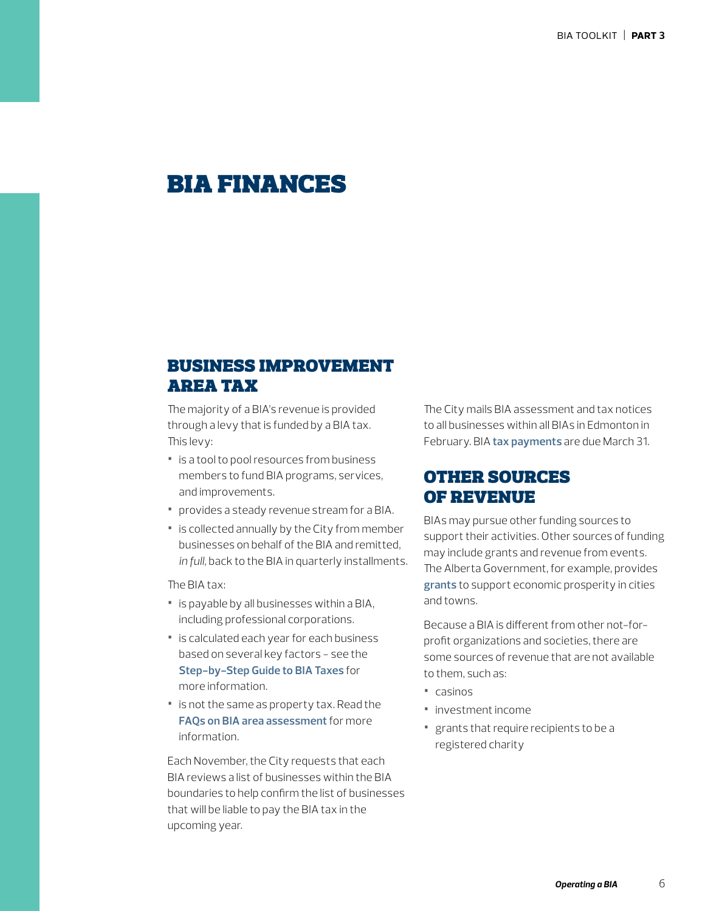# BIA FINANCES

## BUSINESS IMPROVEMENT AREA TAX

The majority of a BIA's revenue is provided through a levy that is funded by a BIA tax. This levy:

- is a tool to pool resources from business members to fund BIA programs, services, and improvements.
- provides a steady revenue stream for a BIA.
- is collected annually by the City from member businesses on behalf of the BIA and remitted, *in full*, back to the BIA in quarterly installments.

The BIA tax:

- is payable by all businesses within a BIA, including professional corporations.
- is calculated each year for each business based on several key factors – see the **Step-by-Step Guide to BIA Taxes** for more information.
- is not the same as property tax. Read the **FAQs on BIA area assessment** for more information.

Each November, the City requests that each BIA reviews a list of businesses within the BIA boundaries to help confirm the list of businesses that will be liable to pay the BIA tax in the upcoming year.

The City mails BIA assessment and tax notices to all businesses within all BIAs in Edmonton in February. BIA **tax payments** are due March 31.

## OTHER SOURCES OF REVENUE

BIAs may pursue other funding sources to support their activities. Other sources of funding may include grants and revenue from events. The Alberta Government, for example, provides **grants** to support economic prosperity in cities and towns.

Because a BIA is different from other not-for-profit organizations and societies, there are some sources of revenue that are not available to them, such as:

- casinos
- investment income
- grants that require recipients to be a registered charity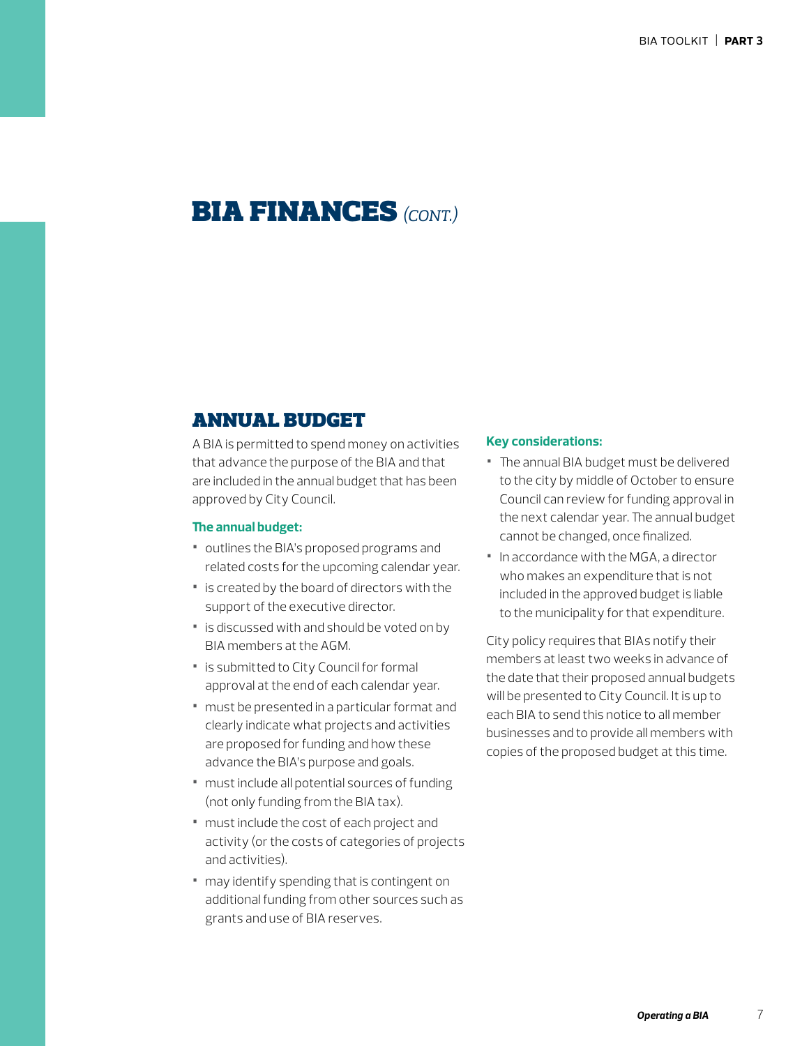# BIA FINANCES *(CONT.)*

## ANNUAL BUDGET

A BIA is permitted to spend money on activities that advance the purpose of the BIA and that are included in the annual budget that has been approved by City Council.

**The annual budget:**

- outlines the BIA's proposed programs and related costs for the upcoming calendar year.
- is created by the board of directors with the support of the executive director.
- is discussed with and should be voted on by BIA members at the AGM.
- is submitted to City Council for formal approval at the end of each calendar year.
- must be presented in a particular format and clearly indicate what projects and activities are proposed for funding and how these advance the BIA's purpose and goals.
- must include all potential sources of funding (not only funding from the BIA tax).
- must include the cost of each project and activity (or the costs of categories of projects and activities).
- may identify spending that is contingent on additional funding from other sources such as grants and use of BIA reserves.

**Key considerations:**

- The annual BIA budget must be delivered to the city by middle of October to ensure Council can review for funding approval in the next calendar year. The annual budget cannot be changed, once finalized.
- In accordance with the MGA, a director who makes an expenditure that is not included in the approved budget is liable to the municipality for that expenditure.

City policy requires that BIAs notify their members at least two weeks in advance of the date that their proposed annual budgets will be presented to City Council. It is up to each BIA to send this notice to all member businesses and to provide all members with copies of the proposed budget at this time.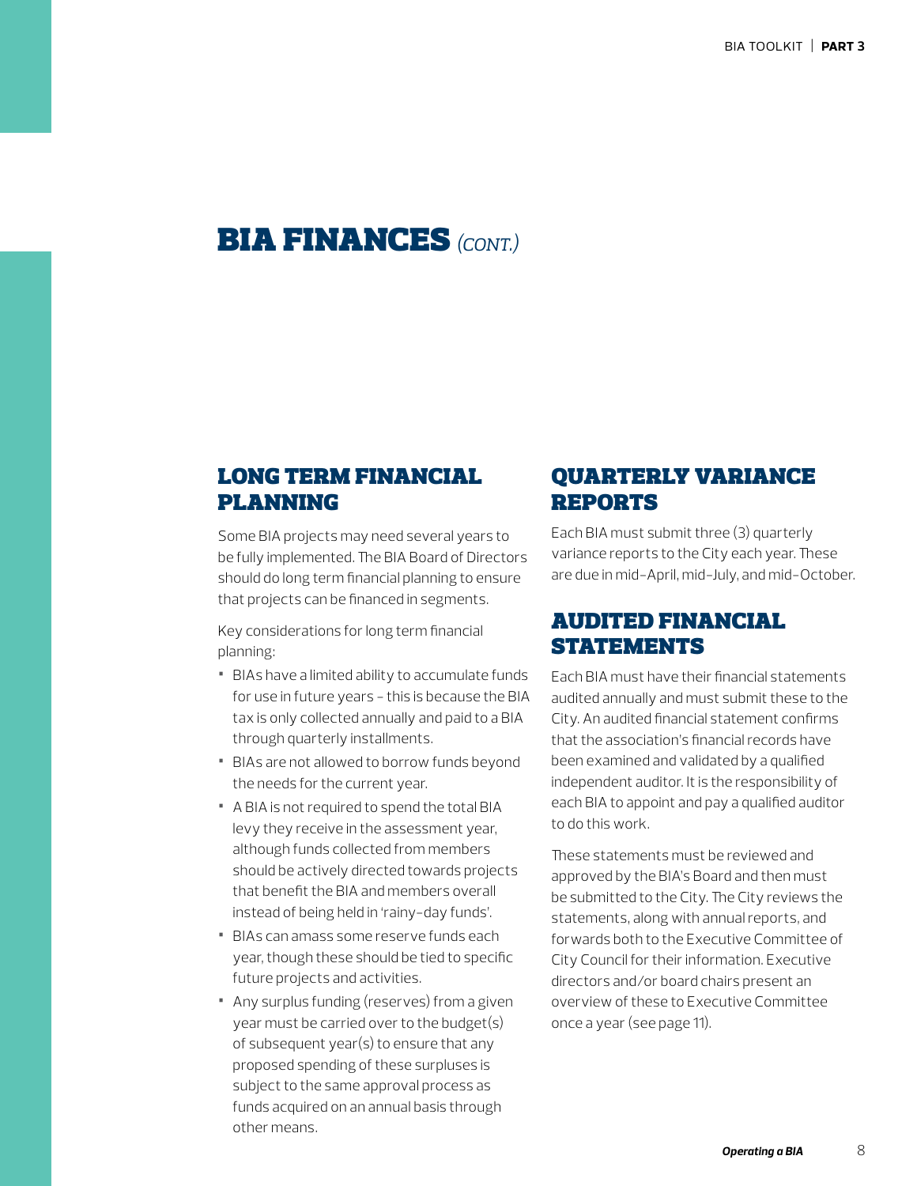# BIA FINANCES *(CONT.)*

## LONG TERM FINANCIAL PLANNING

Some BIA projects may need several years to be fully implemented. The BIA Board of Directors should do long term financial planning to ensure that projects can be financed in segments.

Key considerations for long term financial planning:

- BIAs have a limited ability to accumulate funds for use in future years – this is because the BIA tax is only collected annually and paid to a BIA through quarterly installments.
- BIAs are not allowed to borrow funds beyond the needs for the current year.
- A BIA is not required to spend the total BIA levy they receive in the assessment year, although funds collected from members should be actively directed towards projects that benefit the BIA and members overall instead of being held in 'rainy-day funds'.
- BIAs can amass some reserve funds each year, though these should be tied to specific future projects and activities.
- Any surplus funding (reserves) from a given year must be carried over to the budget(s) of subsequent year(s) to ensure that any proposed spending of these surpluses is subject to the same approval process as funds acquired on an annual basis through other means.

## QUARTERLY VARIANCE REPORTS

Each BIA must submit three (3) quarterly variance reports to the City each year. These are due in mid-April, mid-July, and mid-October.

## AUDITED FINANCIAL STATEMENTS

Each BIA must have their financial statements audited annually and must submit these to the City. An audited financial statement confirms that the association's financial records have been examined and validated by a qualified independent auditor. It is the responsibility of each BIA to appoint and pay a qualified auditor to do this work.

These statements must be reviewed and approved by the BIA's Board and then must be submitted to the City. The City reviews the statements, along with annual reports, and forwards both to the Executive Committee of City Council for their information. Executive directors and/or board chairs present an overview of these to Executive Committee once a year (see page 11).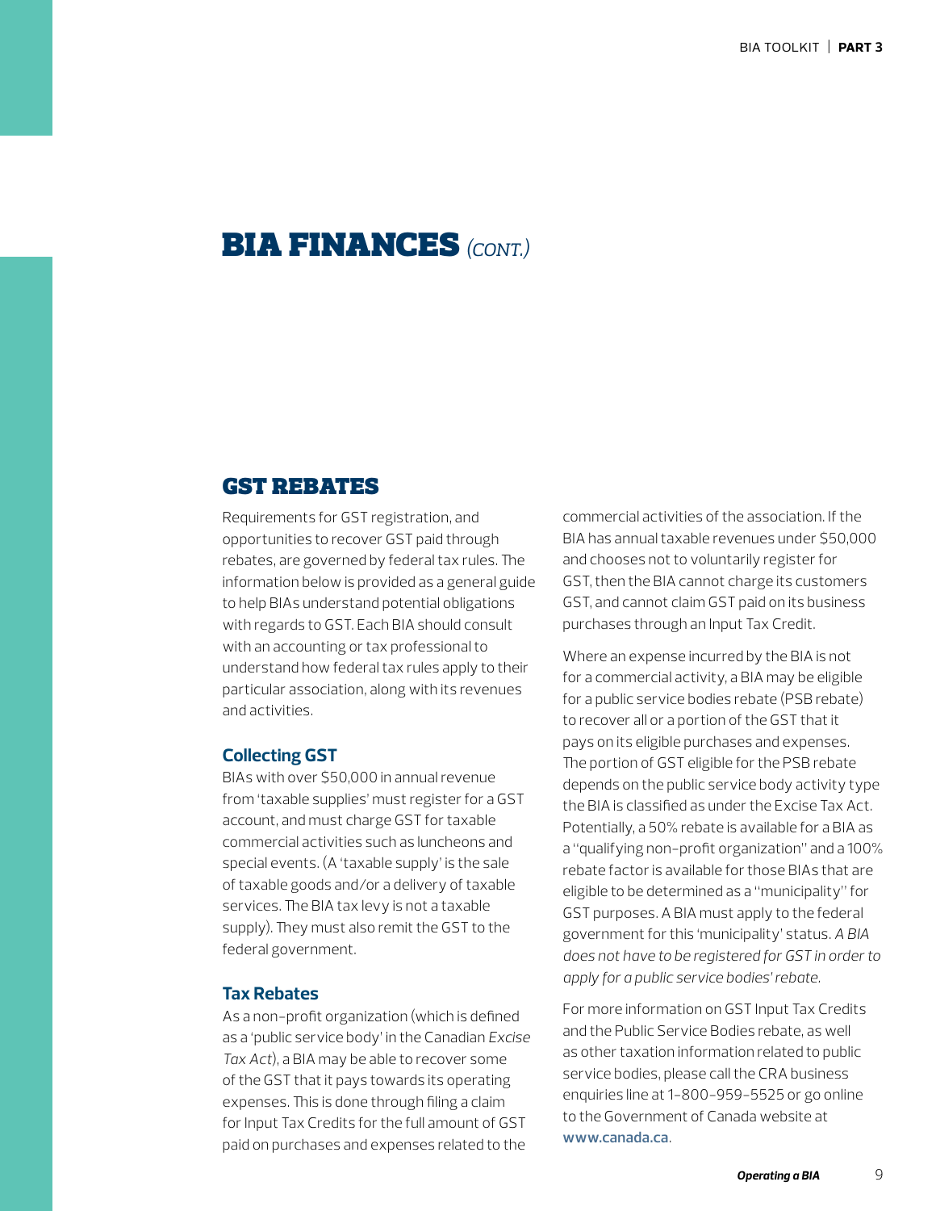# BIA FINANCES *(CONT.)*

## GST REBATES

Requirements for GST registration, and opportunities to recover GST paid through rebates, are governed by federal tax rules. The information below is provided as a general guide to help BIAs understand potential obligations with regards to GST. Each BIA should consult with an accounting or tax professional to understand how federal tax rules apply to their particular association, along with its revenues and activities.

### Collecting GST

BIAs with over $50,000 in annual revenue from 'taxable supplies' must register for a GST account, and must charge GST for taxable commercial activities such as luncheons and special events. (A 'taxable supply' is the sale of taxable goods and/or a delivery of taxable services. The BIA tax levy is not a taxable supply). They must also remit the GST to the federal government.

### Tax Rebates

As a non-profit organization (which is defined as a 'public service body' in the Canadian *Excise Tax Act*), a BIA may be able to recover some of the GST that it pays towards its operating expenses. This is done through filing a claim for Input Tax Credits for the full amount of GST paid on purchases and expenses related to the commercial activities of the association. If the BIA has annual taxable revenues under $50,000 and chooses not to voluntarily register for GST, then the BIA cannot charge its customers GST, and cannot claim GST paid on its business purchases through an Input Tax Credit.

Where an expense incurred by the BIA is not for a commercial activity, a BIA may be eligible for a public service bodies rebate (PSB rebate) to recover all or a portion of the GST that it pays on its eligible purchases and expenses. The portion of GST eligible for the PSB rebate depends on the public service body activity type the BIA is classified as under the Excise Tax Act. Potentially, a 50% rebate is available for a BIA as a "qualifying non-profit organization" and a 100% rebate factor is available for those BIAs that are eligible to be determined as a "municipality" for GST purposes. A BIA must apply to the federal government for this 'municipality' status. *A BIA does not have to be registered for GST in order to apply for a public service bodies' rebate.*

For more information on GST Input Tax Credits and the Public Service Bodies rebate, as well as other taxation information related to public service bodies, please call the CRA business enquiries line at 1-800-959-5525 or go online to the Government of Canada website at **www.canada.ca**.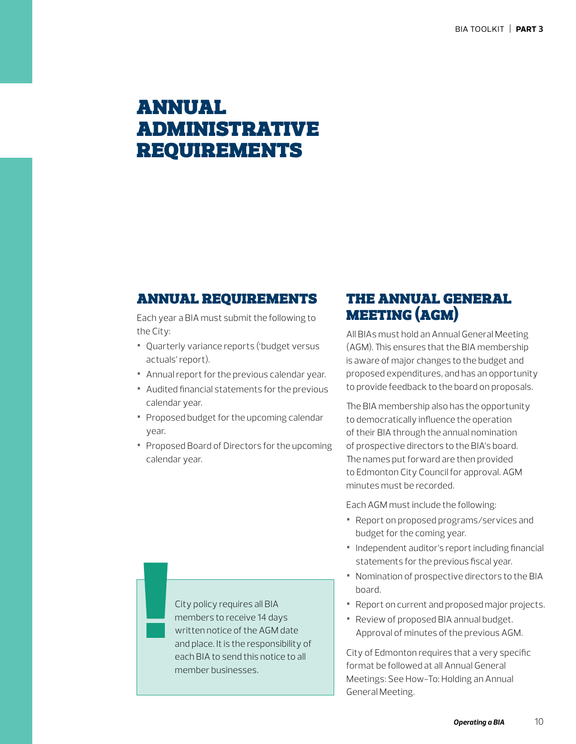# ANNUAL ADMINISTRATIVE REQUIREMENTS

## ANNUAL REQUIREMENTS

Each year a BIA must submit the following to the City:

- Quarterly variance reports ('budget versus actuals' report).
- Annual report for the previous calendar year.
- Audited financial statements for the previous calendar year.
- Proposed budget for the upcoming calendar year.
- Proposed Board of Directors for the upcoming calendar year.

> City policy requires all BIA members to receive 14 days written notice of the AGM date and place. It is the responsibility of each BIA to send this notice to all member businesses.

## THE ANNUAL GENERAL MEETING (AGM)

All BIAs must hold an Annual General Meeting (AGM). This ensures that the BIA membership is aware of major changes to the budget and proposed expenditures, and has an opportunity to provide feedback to the board on proposals.

The BIA membership also has the opportunity to democratically influence the operation of their BIA through the annual nomination of prospective directors to the BIA's board. The names put forward are then provided to Edmonton City Council for approval. AGM minutes must be recorded.

Each AGM must include the following:

- Report on proposed programs/services and budget for the coming year.
- Independent auditor's report including financial statements for the previous fiscal year.
- Nomination of prospective directors to the BIA board.
- Report on current and proposed major projects.
- Review of proposed BIA annual budget. Approval of minutes of the previous AGM.

City of Edmonton requires that a very specific format be followed at all Annual General Meetings: See How-To: Holding an Annual General Meeting.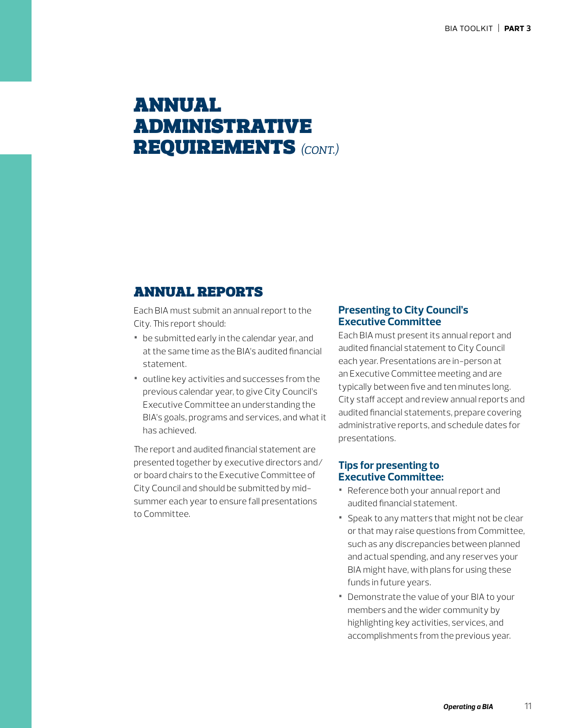# ANNUAL ADMINISTRATIVE REQUIREMENTS *(CONT.)*

## ANNUAL REPORTS

Each BIA must submit an annual report to the City. This report should:

- be submitted early in the calendar year, and at the same time as the BIA's audited financial statement.
- outline key activities and successes from the previous calendar year, to give City Council's Executive Committee an understanding the BIA's goals, programs and services, and what it has achieved.

The report and audited financial statement are presented together by executive directors and/or board chairs to the Executive Committee of City Council and should be submitted by mid-summer each year to ensure fall presentations to Committee.

### Presenting to City Council's Executive Committee

Each BIA must present its annual report and audited financial statement to City Council each year. Presentations are in-person at an Executive Committee meeting and are typically between five and ten minutes long. City staff accept and review annual reports and audited financial statements, prepare covering administrative reports, and schedule dates for presentations.

### Tips for presenting to Executive Committee:

- Reference both your annual report and audited financial statement.
- Speak to any matters that might not be clear or that may raise questions from Committee, such as any discrepancies between planned and actual spending, and any reserves your BIA might have, with plans for using these funds in future years.
- Demonstrate the value of your BIA to your members and the wider community by highlighting key activities, services, and accomplishments from the previous year.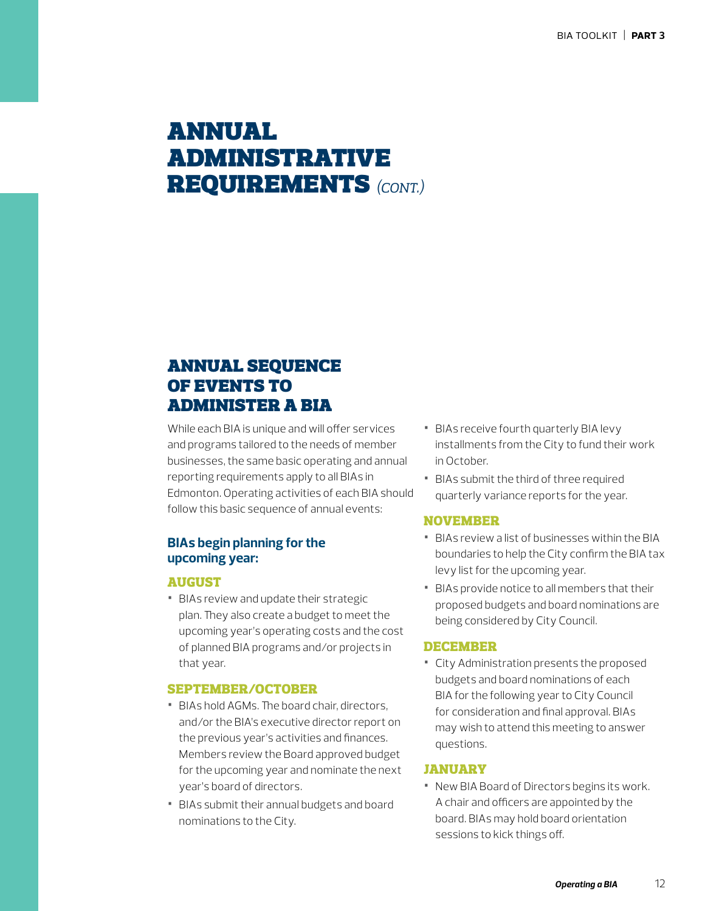# ANNUAL ADMINISTRATIVE REQUIREMENTS *(CONT.)*

## ANNUAL SEQUENCE OF EVENTS TO ADMINISTER A BIA

While each BIA is unique and will offer services and programs tailored to the needs of member businesses, the same basic operating and annual reporting requirements apply to all BIAs in Edmonton. Operating activities of each BIA should follow this basic sequence of annual events:

### BIAs begin planning for the upcoming year:

#### AUGUST

- BIAs review and update their strategic plan. They also create a budget to meet the upcoming year's operating costs and the cost of planned BIA programs and/or projects in that year.

#### SEPTEMBER/OCTOBER

- BIAs hold AGMs. The board chair, directors, and/or the BIA's executive director report on the previous year's activities and finances. Members review the Board approved budget for the upcoming year and nominate the next year's board of directors.
- BIAs submit their annual budgets and board nominations to the City.
- BIAs receive fourth quarterly BIA levy installments from the City to fund their work in October.
- BIAs submit the third of three required quarterly variance reports for the year.

#### NOVEMBER

- BIAs review a list of businesses within the BIA boundaries to help the City confirm the BIA tax levy list for the upcoming year.
- BIAs provide notice to all members that their proposed budgets and board nominations are being considered by City Council.

#### DECEMBER

- City Administration presents the proposed budgets and board nominations of each BIA for the following year to City Council for consideration and final approval. BIAs may wish to attend this meeting to answer questions.

#### JANUARY

- New BIA Board of Directors begins its work. A chair and officers are appointed by the board. BIAs may hold board orientation sessions to kick things off.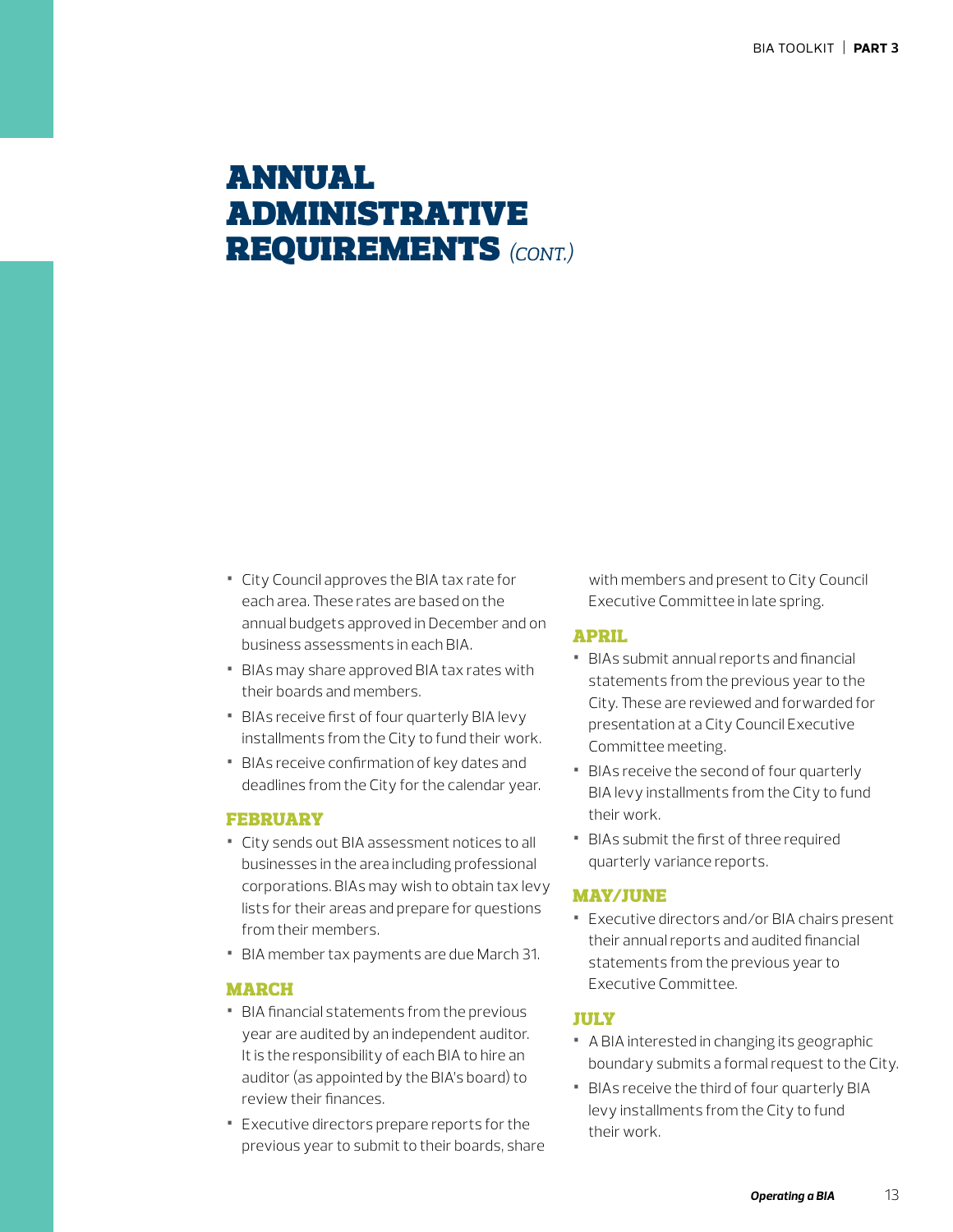# ANNUAL ADMINISTRATIVE REQUIREMENTS *(CONT.)*

- City Council approves the BIA tax rate for each area. These rates are based on the annual budgets approved in December and on business assessments in each BIA.
- BIAs may share approved BIA tax rates with their boards and members.
- BIAs receive first of four quarterly BIA levy installments from the City to fund their work.
- BIAs receive confirmation of key dates and deadlines from the City for the calendar year.

### FEBRUARY

- City sends out BIA assessment notices to all businesses in the area including professional corporations. BIAs may wish to obtain tax levy lists for their areas and prepare for questions from their members.
- BIA member tax payments are due March 31.

### MARCH

- BIA financial statements from the previous year are audited by an independent auditor. It is the responsibility of each BIA to hire an auditor (as appointed by the BIA's board) to review their finances.
- Executive directors prepare reports for the previous year to submit to their boards, share with members and present to City Council Executive Committee in late spring.

### APRIL

- BIAs submit annual reports and financial statements from the previous year to the City. These are reviewed and forwarded for presentation at a City Council Executive Committee meeting.
- BIAs receive the second of four quarterly BIA levy installments from the City to fund their work.
- BIAs submit the first of three required quarterly variance reports.

### MAY/JUNE

- Executive directors and/or BIA chairs present their annual reports and audited financial statements from the previous year to Executive Committee.

### JULY

- A BIA interested in changing its geographic boundary submits a formal request to the City.
- BIAs receive the third of four quarterly BIA levy installments from the City to fund their work.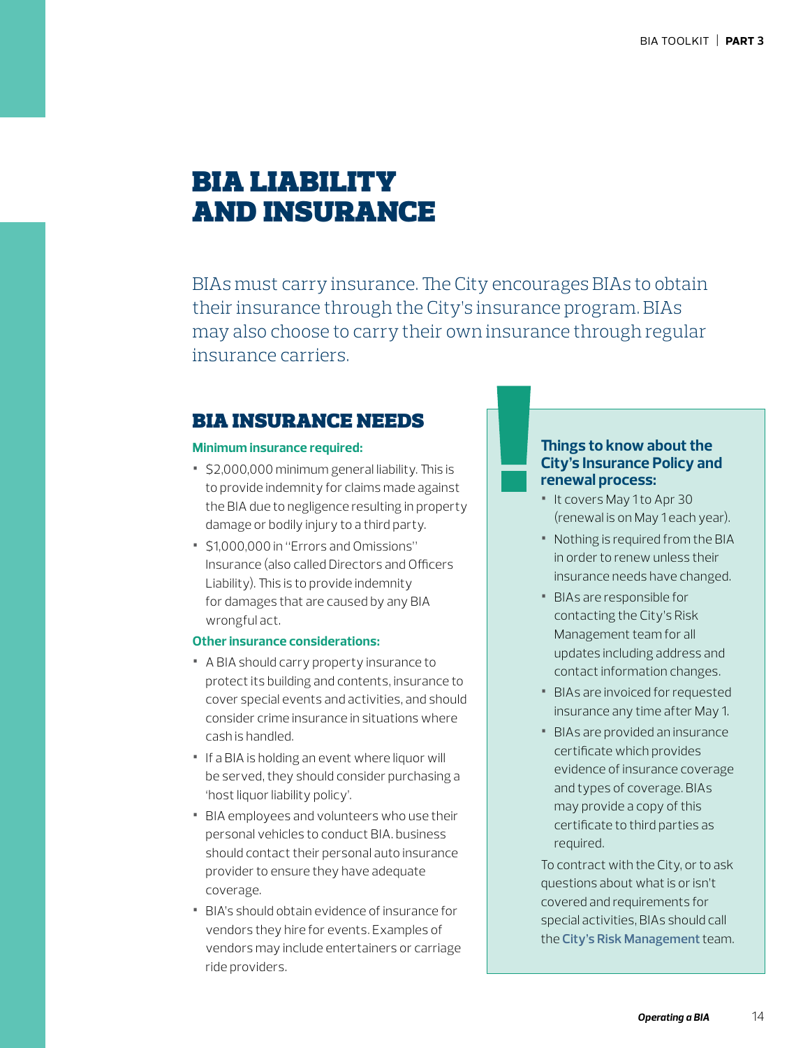# BIA LIABILITY AND INSURANCE

BIAs must carry insurance. The City encourages BIAs to obtain their insurance through the City's insurance program. BIAs may also choose to carry their own insurance through regular insurance carriers.

## BIA INSURANCE NEEDS

**Minimum insurance required:**

- $2,000,000 minimum general liability. This is to provide indemnity for claims made against the BIA due to negligence resulting in property damage or bodily injury to a third party.
- $1,000,000 in "Errors and Omissions" Insurance (also called Directors and Officers Liability). This is to provide indemnity for damages that are caused by any BIA wrongful act.

**Other insurance considerations:**

- A BIA should carry property insurance to protect its building and contents, insurance to cover special events and activities, and should consider crime insurance in situations where cash is handled.
- If a BIA is holding an event where liquor will be served, they should consider purchasing a 'host liquor liability policy'.
- BIA employees and volunteers who use their personal vehicles to conduct BIA. business should contact their personal auto insurance provider to ensure they have adequate coverage.
- BIA's should obtain evidence of insurance for vendors they hire for events. Examples of vendors may include entertainers or carriage ride providers.

### Things to know about the City's Insurance Policy and renewal process:

- It covers May 1 to Apr 30 (renewal is on May 1 each year).
- Nothing is required from the BIA in order to renew unless their insurance needs have changed.
- BIAs are responsible for contacting the City's Risk Management team for all updates including address and contact information changes.
- BIAs are invoiced for requested insurance any time after May 1.
- BIAs are provided an insurance certificate which provides evidence of insurance coverage and types of coverage. BIAs may provide a copy of this certificate to third parties as required.

To contract with the City, or to ask questions about what is or isn't covered and requirements for special activities, BIAs should call the **City's Risk Management** team.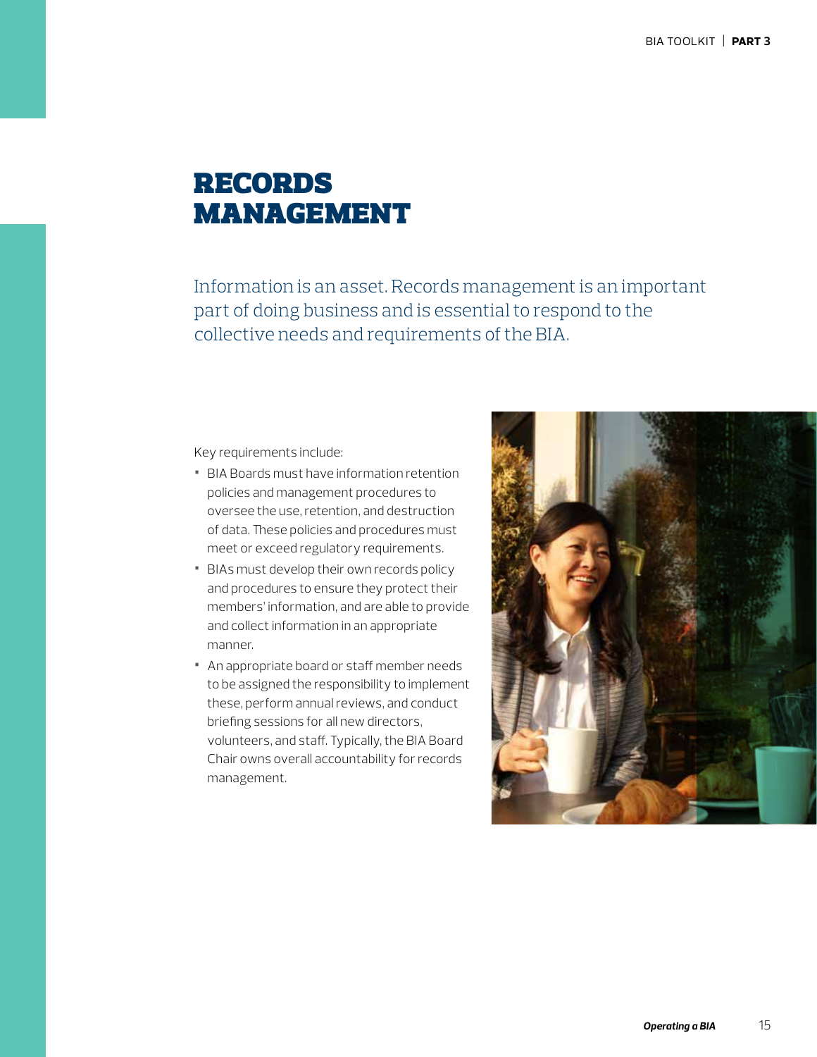# RECORDS MANAGEMENT

Information is an asset. Records management is an important part of doing business and is essential to respond to the collective needs and requirements of the BIA.

Key requirements include:

- BIA Boards must have information retention policies and management procedures to oversee the use, retention, and destruction of data. These policies and procedures must meet or exceed regulatory requirements.
- BIAs must develop their own records policy and procedures to ensure they protect their members' information, and are able to provide and collect information in an appropriate manner.
- An appropriate board or staff member needs to be assigned the responsibility to implement these, perform annual reviews, and conduct briefing sessions for all new directors, volunteers, and staff. Typically, the BIA Board Chair owns overall accountability for records management.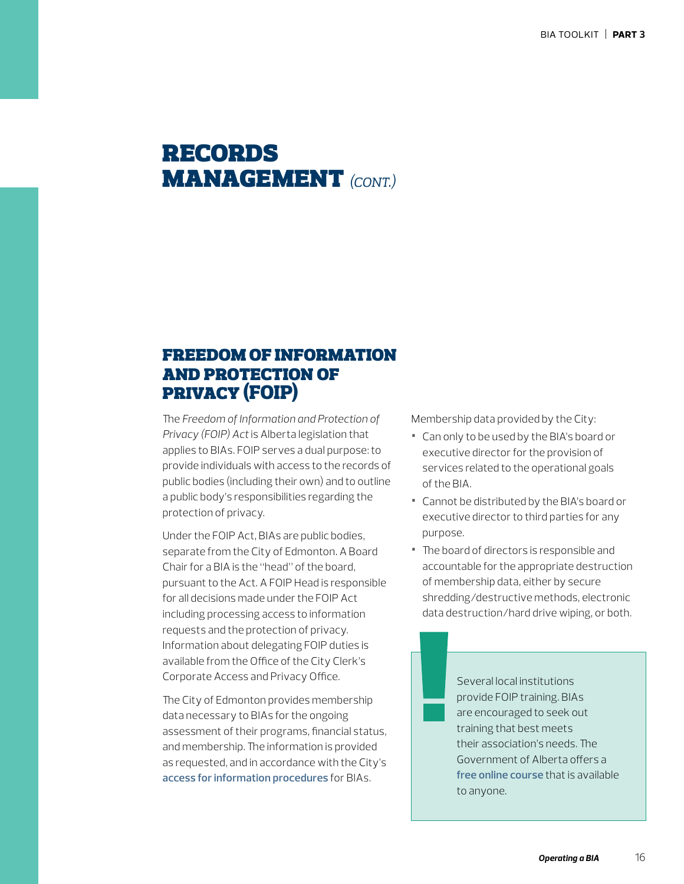# RECORDS MANAGEMENT *(CONT.)*

## FREEDOM OF INFORMATION AND PROTECTION OF PRIVACY (FOIP)

The *Freedom of Information and Protection of Privacy (FOIP) Act* is Alberta legislation that applies to BIAs. FOIP serves a dual purpose: to provide individuals with access to the records of public bodies (including their own) and to outline a public body's responsibilities regarding the protection of privacy.

Under the FOIP Act, BIAs are public bodies, separate from the City of Edmonton. A Board Chair for a BIA is the "head" of the board, pursuant to the Act. A FOIP Head is responsible for all decisions made under the FOIP Act including processing access to information requests and the protection of privacy. Information about delegating FOIP duties is available from the Office of the City Clerk's Corporate Access and Privacy Office.

The City of Edmonton provides membership data necessary to BIAs for the ongoing assessment of their programs, financial status, and membership. The information is provided as requested, and in accordance with the City's **access for information procedures** for BIAs.

Membership data provided by the City:

- Can only to be used by the BIA's board or executive director for the provision of services related to the operational goals of the BIA.
- Cannot be distributed by the BIA's board or executive director to third parties for any purpose.
- The board of directors is responsible and accountable for the appropriate destruction of membership data, either by secure shredding/destructive methods, electronic data destruction/hard drive wiping, or both.

> Several local institutions provide FOIP training. BIAs are encouraged to seek out training that best meets their association's needs. The Government of Alberta offers a **free online course** that is available to anyone.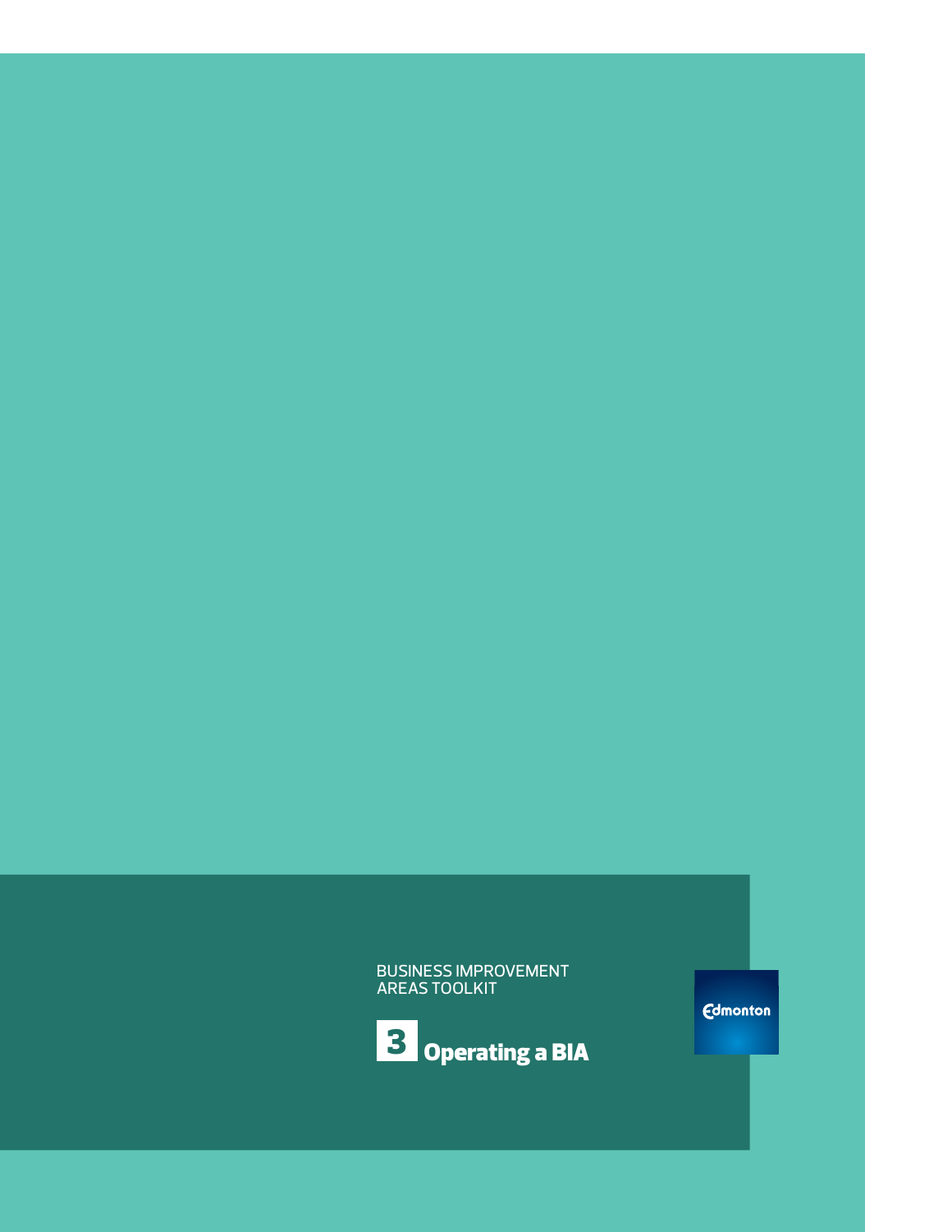BUSINESS IMPROVEMENT AREAS TOOLKIT

# 3 Operating a BIA

Edmonton